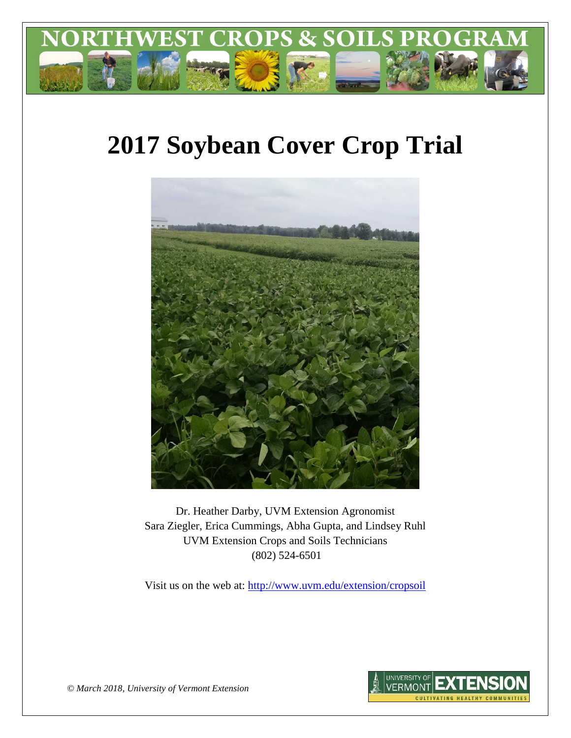# NORTHWEST CROPS & SOILS PROGRAM

# 2017 Soybean Cover Crop Trial

Dr. Heather Darby, UVM Extension Agronomist
Sara Ziegler, Erica Cummings, Abha Gupta, and Lindsey Ruhl
UVM Extension Crops and Soils Technicians
(802) 524-6501

Visit us on the web at: http://www.uvm.edu/extension/cropsoil

*© March 2018, University of Vermont Extension*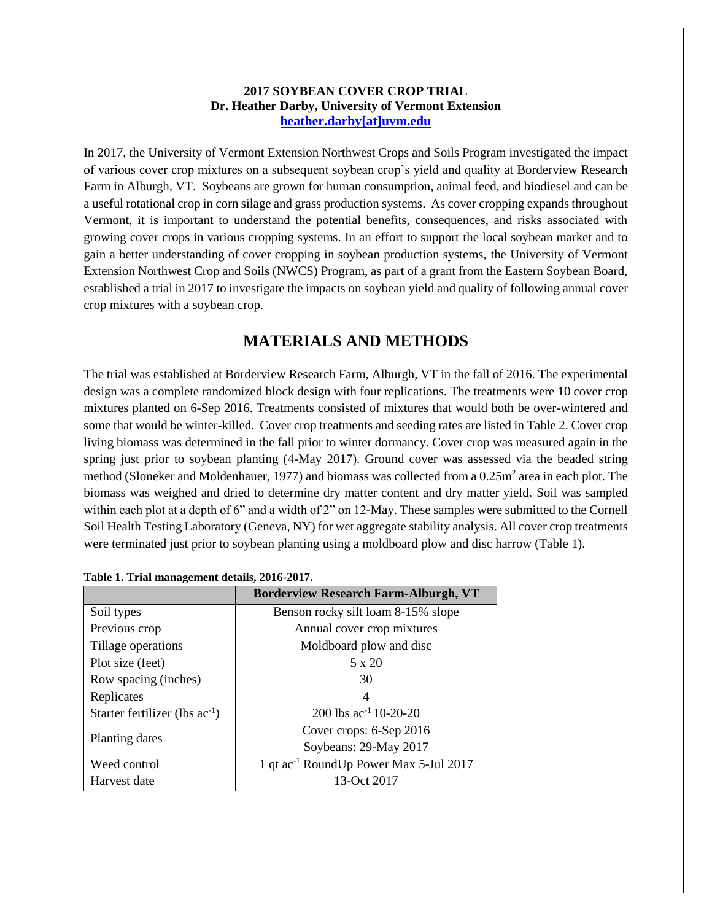**2017 SOYBEAN COVER CROP TRIAL**
**Dr. Heather Darby, University of Vermont Extension**
**heather.darby[at]uvm.edu**

In 2017, the University of Vermont Extension Northwest Crops and Soils Program investigated the impact of various cover crop mixtures on a subsequent soybean crop's yield and quality at Borderview Research Farm in Alburgh, VT. Soybeans are grown for human consumption, animal feed, and biodiesel and can be a useful rotational crop in corn silage and grass production systems. As cover cropping expands throughout Vermont, it is important to understand the potential benefits, consequences, and risks associated with growing cover crops in various cropping systems. In an effort to support the local soybean market and to gain a better understanding of cover cropping in soybean production systems, the University of Vermont Extension Northwest Crop and Soils (NWCS) Program, as part of a grant from the Eastern Soybean Board, established a trial in 2017 to investigate the impacts on soybean yield and quality of following annual cover crop mixtures with a soybean crop.

# MATERIALS AND METHODS

The trial was established at Borderview Research Farm, Alburgh, VT in the fall of 2016. The experimental design was a complete randomized block design with four replications. The treatments were 10 cover crop mixtures planted on 6-Sep 2016. Treatments consisted of mixtures that would both be over-wintered and some that would be winter-killed. Cover crop treatments and seeding rates are listed in Table 2. Cover crop living biomass was determined in the fall prior to winter dormancy. Cover crop was measured again in the spring just prior to soybean planting (4-May 2017). Ground cover was assessed via the beaded string method (Sloneker and Moldenhauer, 1977) and biomass was collected from a $0.25\text{m}^2$ area in each plot. The biomass was weighed and dried to determine dry matter content and dry matter yield. Soil was sampled within each plot at a depth of 6" and a width of 2" on 12-May. These samples were submitted to the Cornell Soil Health Testing Laboratory (Geneva, NY) for wet aggregate stability analysis. All cover crop treatments were terminated just prior to soybean planting using a moldboard plow and disc harrow (Table 1).

**Table 1. Trial management details, 2016-2017.**

| | Borderview Research Farm-Alburgh, VT |
|---|---|
| Soil types | Benson rocky silt loam 8-15% slope |
| Previous crop | Annual cover crop mixtures |
| Tillage operations | Moldboard plow and disc |
| Plot size (feet) | 5 x 20 |
| Row spacing (inches) | 30 |
| Replicates | 4 |
| Starter fertilizer (lbs $\text{ac}^{-1}$) | 200 lbs $\text{ac}^{-1}$ 10-20-20 |
| Planting dates | Cover crops: 6-Sep 2016<br>Soybeans: 29-May 2017 |
| Weed control | 1 qt $\text{ac}^{-1}$ RoundUp Power Max 5-Jul 2017 |
| Harvest date | 13-Oct 2017 |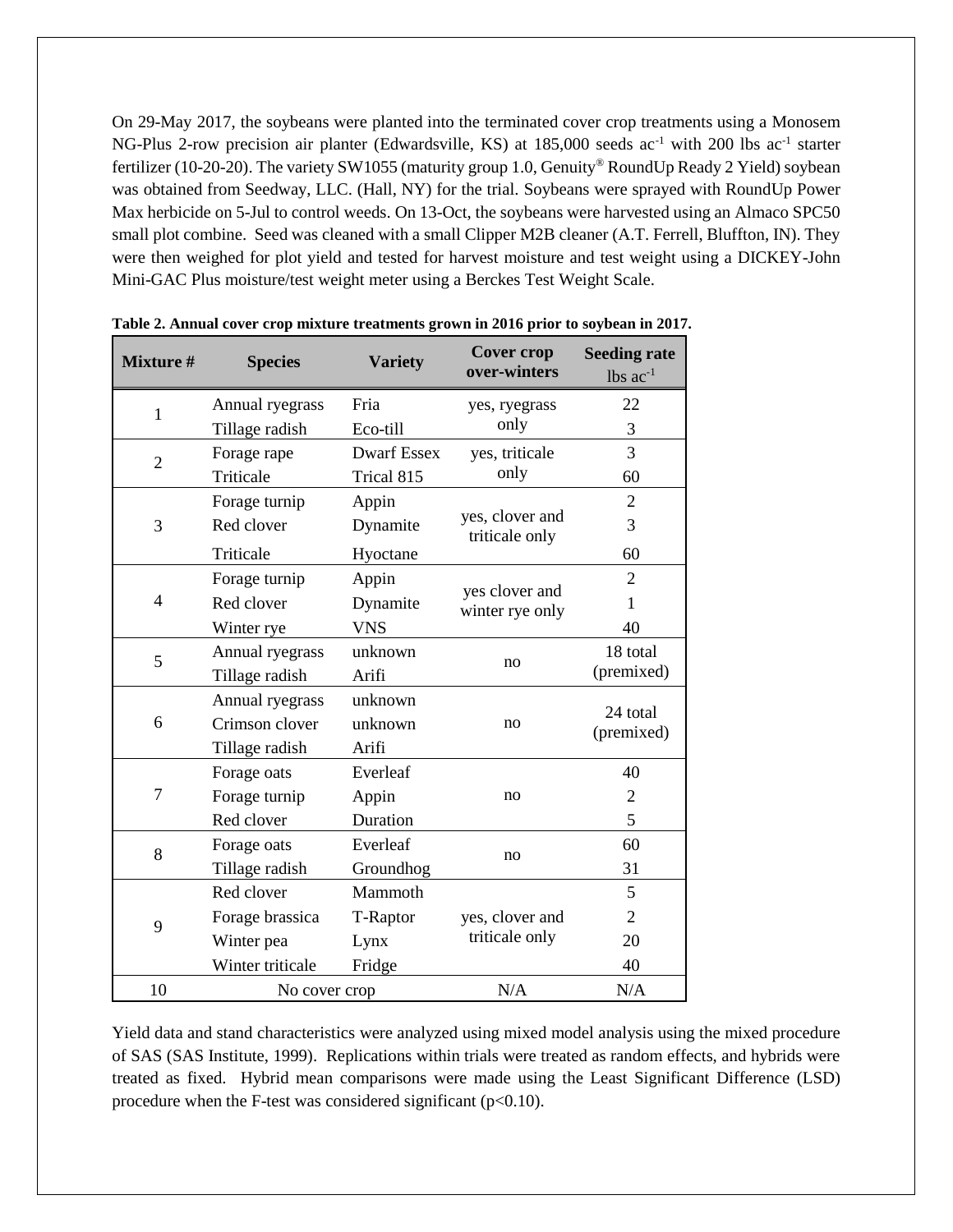On 29-May 2017, the soybeans were planted into the terminated cover crop treatments using a Monosem NG-Plus 2-row precision air planter (Edwardsville, KS) at 185,000 seeds $ac^{-1}$ with 200 lbs $ac^{-1}$ starter fertilizer (10-20-20). The variety SW1055 (maturity group 1.0, Genuity® RoundUp Ready 2 Yield) soybean was obtained from Seedway, LLC. (Hall, NY) for the trial. Soybeans were sprayed with RoundUp Power Max herbicide on 5-Jul to control weeds. On 13-Oct, the soybeans were harvested using an Almaco SPC50 small plot combine. Seed was cleaned with a small Clipper M2B cleaner (A.T. Ferrell, Bluffton, IN). They were then weighed for plot yield and tested for harvest moisture and test weight using a DICKEY-John Mini-GAC Plus moisture/test weight meter using a Berckes Test Weight Scale.

**Table 2. Annual cover crop mixture treatments grown in 2016 prior to soybean in 2017.**

| Mixture # | Species | Variety | Cover crop over-winters | Seeding rate lbs $ac^{-1}$ |
|---|---|---|---|---|
| 1 | Annual ryegrass | Fria | yes, ryegrass only | 22 |
| | Tillage radish | Eco-till | | 3 |
| 2 | Forage rape | Dwarf Essex | yes, triticale only | 3 |
| | Triticale | Trical 815 | | 60 |
| 3 | Forage turnip | Appin | yes, clover and triticale only | 2 |
| | Red clover | Dynamite | | 3 |
| | Triticale | Hyoctane | | 60 |
| 4 | Forage turnip | Appin | yes clover and winter rye only | 2 |
| | Red clover | Dynamite | | 1 |
| | Winter rye | VNS | | 40 |
| 5 | Annual ryegrass | unknown | no | 18 total (premixed) |
| | Tillage radish | Arifi | | |
| 6 | Annual ryegrass | unknown | no | 24 total (premixed) |
| | Crimson clover | unknown | | |
| | Tillage radish | Arifi | | |
| 7 | Forage oats | Everleaf | no | 40 |
| | Forage turnip | Appin | | 2 |
| | Red clover | Duration | | 5 |
| 8 | Forage oats | Everleaf | no | 60 |
| | Tillage radish | Groundhog | | 31 |
| 9 | Red clover | Mammoth | yes, clover and triticale only | 5 |
| | Forage brassica | T-Raptor | | 2 |
| | Winter pea | Lynx | | 20 |
| | Winter triticale | Fridge | | 40 |
| 10 | No cover crop | | N/A | N/A |

Yield data and stand characteristics were analyzed using mixed model analysis using the mixed procedure of SAS (SAS Institute, 1999). Replications within trials were treated as random effects, and hybrids were treated as fixed. Hybrid mean comparisons were made using the Least Significant Difference (LSD) procedure when the F-test was considered significant ($p<0.10$).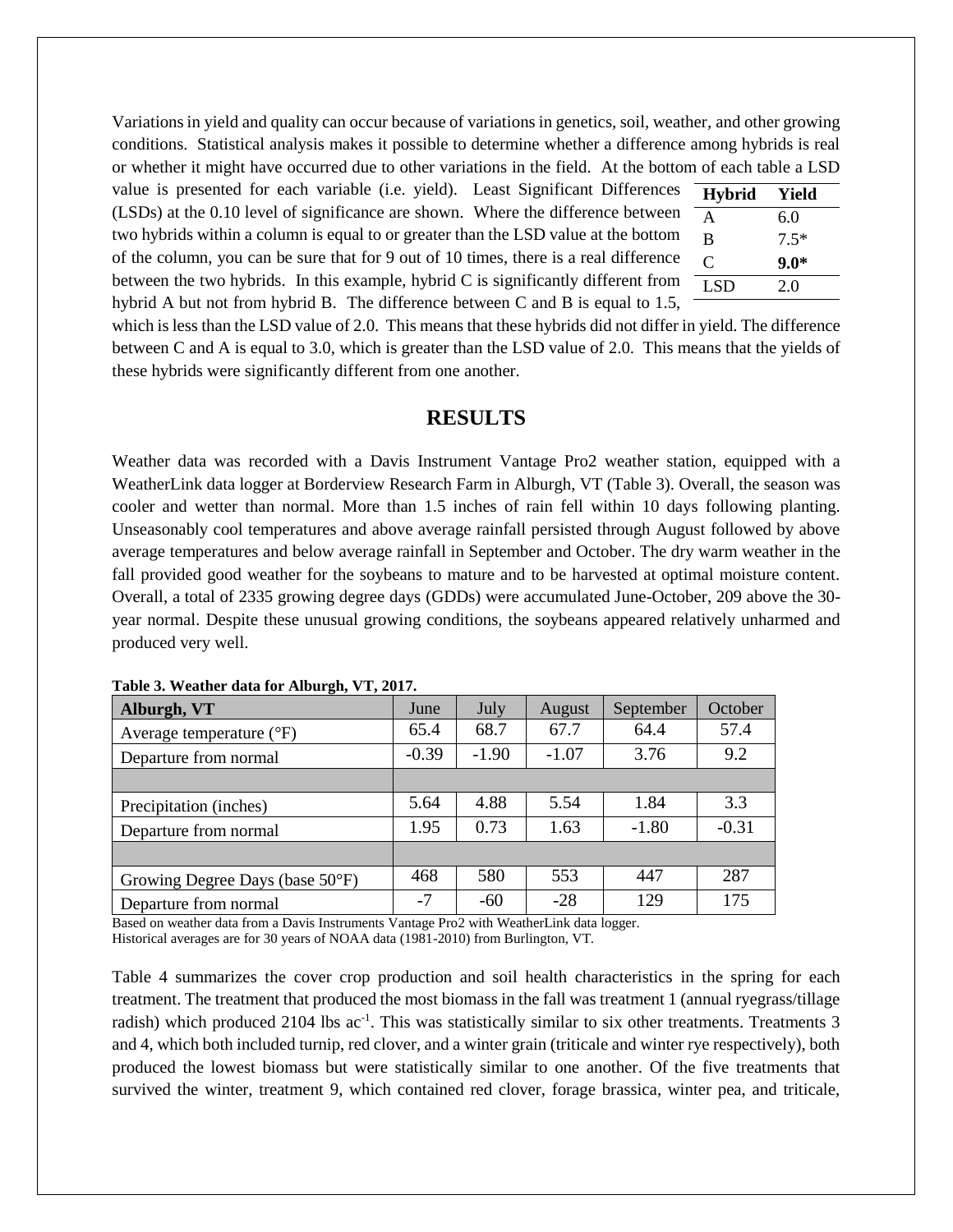Variations in yield and quality can occur because of variations in genetics, soil, weather, and other growing conditions. Statistical analysis makes it possible to determine whether a difference among hybrids is real or whether it might have occurred due to other variations in the field. At the bottom of each table a LSD value is presented for each variable (i.e. yield). Least Significant Differences (LSDs) at the 0.10 level of significance are shown. Where the difference between two hybrids within a column is equal to or greater than the LSD value at the bottom of the column, you can be sure that for 9 out of 10 times, there is a real difference between the two hybrids. In this example, hybrid C is significantly different from hybrid A but not from hybrid B. The difference between C and B is equal to 1.5, which is less than the LSD value of 2.0. This means that these hybrids did not differ in yield. The difference between C and A is equal to 3.0, which is greater than the LSD value of 2.0. This means that the yields of these hybrids were significantly different from one another.

| Hybrid | Yield |
|---|---|
| A | 6.0 |
| B | 7.5* |
| C | **9.0*** |
| LSD | 2.0 |

# RESULTS

Weather data was recorded with a Davis Instrument Vantage Pro2 weather station, equipped with a WeatherLink data logger at Borderview Research Farm in Alburgh, VT (Table 3). Overall, the season was cooler and wetter than normal. More than 1.5 inches of rain fell within 10 days following planting. Unseasonably cool temperatures and above average rainfall persisted through August followed by above average temperatures and below average rainfall in September and October. The dry warm weather in the fall provided good weather for the soybeans to mature and to be harvested at optimal moisture content. Overall, a total of 2335 growing degree days (GDDs) were accumulated June-October, 209 above the 30-year normal. Despite these unusual growing conditions, the soybeans appeared relatively unharmed and produced very well.

**Table 3. Weather data for Alburgh, VT, 2017.**

| Alburgh, VT | June | July | August | September | October |
|---|---|---|---|---|---|
| Average temperature (°F) | 65.4 | 68.7 | 67.7 | 64.4 | 57.4 |
| Departure from normal | -0.39 | -1.90 | -1.07 | 3.76 | 9.2 |
| | | | | | |
| Precipitation (inches) | 5.64 | 4.88 | 5.54 | 1.84 | 3.3 |
| Departure from normal | 1.95 | 0.73 | 1.63 | -1.80 | -0.31 |
| | | | | | |
| Growing Degree Days (base 50°F) | 468 | 580 | 553 | 447 | 287 |
| Departure from normal | -7 | -60 | -28 | 129 | 175 |

Based on weather data from a Davis Instruments Vantage Pro2 with WeatherLink data logger.
Historical averages are for 30 years of NOAA data (1981-2010) from Burlington, VT.

Table 4 summarizes the cover crop production and soil health characteristics in the spring for each treatment. The treatment that produced the most biomass in the fall was treatment 1 (annual ryegrass/tillage radish) which produced 2104 lbs ac$^{-1}$. This was statistically similar to six other treatments. Treatments 3 and 4, which both included turnip, red clover, and a winter grain (triticale and winter rye respectively), both produced the lowest biomass but were statistically similar to one another. Of the five treatments that survived the winter, treatment 9, which contained red clover, forage brassica, winter pea, and triticale,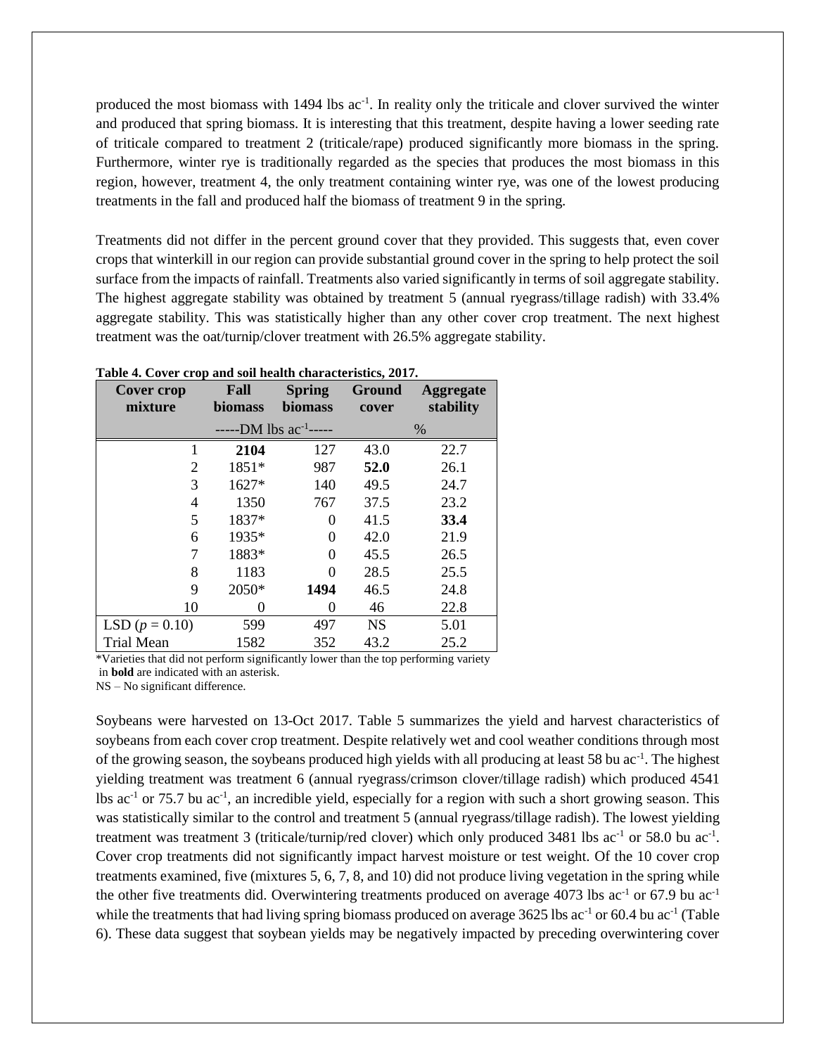produced the most biomass with 1494 lbs ac$^{-1}$. In reality only the triticale and clover survived the winter and produced that spring biomass. It is interesting that this treatment, despite having a lower seeding rate of triticale compared to treatment 2 (triticale/rape) produced significantly more biomass in the spring. Furthermore, winter rye is traditionally regarded as the species that produces the most biomass in this region, however, treatment 4, the only treatment containing winter rye, was one of the lowest producing treatments in the fall and produced half the biomass of treatment 9 in the spring.

Treatments did not differ in the percent ground cover that they provided. This suggests that, even cover crops that winterkill in our region can provide substantial ground cover in the spring to help protect the soil surface from the impacts of rainfall. Treatments also varied significantly in terms of soil aggregate stability. The highest aggregate stability was obtained by treatment 5 (annual ryegrass/tillage radish) with 33.4% aggregate stability. This was statistically higher than any other cover crop treatment. The next highest treatment was the oat/turnip/clover treatment with 26.5% aggregate stability.

**Table 4. Cover crop and soil health characteristics, 2017.**

| Cover crop mixture | Fall biomass | Spring biomass | Ground cover | Aggregate stability |
|---|---|---|---|---|
| | -----DM lbs ac$^{-1}$----- | | % | |
| 1 | **2104** | 127 | 43.0 | 22.7 |
| 2 | 1851* | 987 | **52.0** | 26.1 |
| 3 | 1627* | 140 | 49.5 | 24.7 |
| 4 | 1350 | 767 | 37.5 | 23.2 |
| 5 | 1837* | 0 | 41.5 | **33.4** |
| 6 | 1935* | 0 | 42.0 | 21.9 |
| 7 | 1883* | 0 | 45.5 | 26.5 |
| 8 | 1183 | 0 | 28.5 | 25.5 |
| 9 | 2050* | **1494** | 46.5 | 24.8 |
| 10 | 0 | 0 | 46 | 22.8 |
| LSD ($p = 0.10$) | 599 | 497 | NS | 5.01 |
| Trial Mean | 1582 | 352 | 43.2 | 25.2 |

*Varieties that did not perform significantly lower than the top performing variety in **bold** are indicated with an asterisk.
NS – No significant difference.

Soybeans were harvested on 13-Oct 2017. Table 5 summarizes the yield and harvest characteristics of soybeans from each cover crop treatment. Despite relatively wet and cool weather conditions through most of the growing season, the soybeans produced high yields with all producing at least 58 bu ac$^{-1}$. The highest yielding treatment was treatment 6 (annual ryegrass/crimson clover/tillage radish) which produced 4541 lbs ac$^{-1}$ or 75.7 bu ac$^{-1}$, an incredible yield, especially for a region with such a short growing season. This was statistically similar to the control and treatment 5 (annual ryegrass/tillage radish). The lowest yielding treatment was treatment 3 (triticale/turnip/red clover) which only produced 3481 lbs ac$^{-1}$ or 58.0 bu ac$^{-1}$. Cover crop treatments did not significantly impact harvest moisture or test weight. Of the 10 cover crop treatments examined, five (mixtures 5, 6, 7, 8, and 10) did not produce living vegetation in the spring while the other five treatments did. Overwintering treatments produced on average 4073 lbs ac$^{-1}$ or 67.9 bu ac$^{-1}$ while the treatments that had living spring biomass produced on average 3625 lbs ac$^{-1}$ or 60.4 bu ac$^{-1}$ (Table 6). These data suggest that soybean yields may be negatively impacted by preceding overwintering cover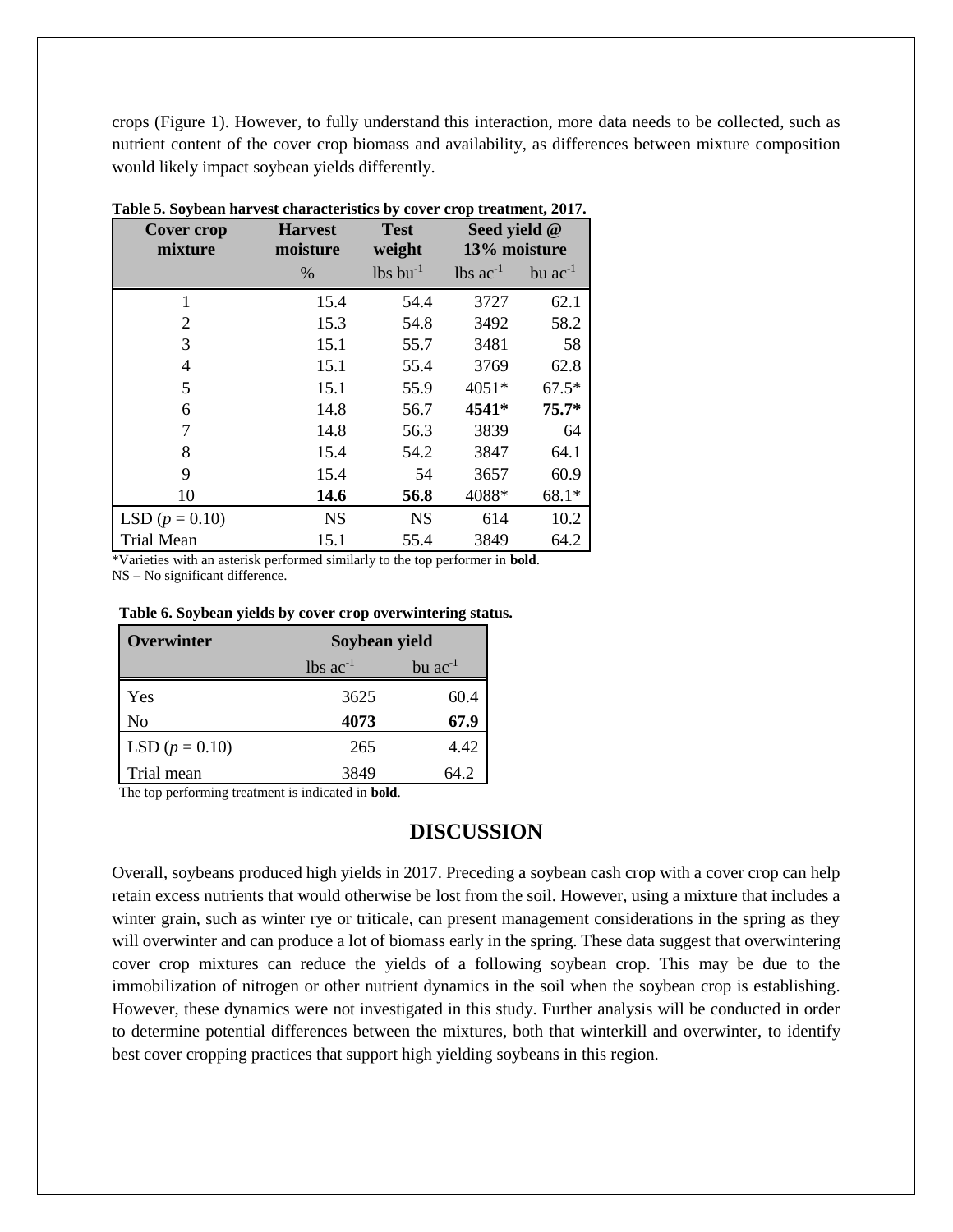crops (Figure 1). However, to fully understand this interaction, more data needs to be collected, such as nutrient content of the cover crop biomass and availability, as differences between mixture composition would likely impact soybean yields differently.

**Table 5. Soybean harvest characteristics by cover crop treatment, 2017.**

| Cover crop mixture | Harvest moisture | Test weight | Seed yield @ 13% moisture | |
|---|---|---|---|---|
| | % | lbs bu$^{-1}$ | lbs ac$^{-1}$ | bu ac$^{-1}$ |
| 1 | 15.4 | 54.4 | 3727 | 62.1 |
| 2 | 15.3 | 54.8 | 3492 | 58.2 |
| 3 | 15.1 | 55.7 | 3481 | 58 |
| 4 | 15.1 | 55.4 | 3769 | 62.8 |
| 5 | 15.1 | 55.9 | 4051* | 67.5* |
| 6 | 14.8 | 56.7 | **4541*** | **75.7*** |
| 7 | 14.8 | 56.3 | 3839 | 64 |
| 8 | 15.4 | 54.2 | 3847 | 64.1 |
| 9 | 15.4 | 54 | 3657 | 60.9 |
| 10 | **14.6** | **56.8** | 4088* | 68.1* |
| LSD ($p$ = 0.10) | NS | NS | 614 | 10.2 |
| Trial Mean | 15.1 | 55.4 | 3849 | 64.2 |

*Varieties with an asterisk performed similarly to the top performer in **bold**.
NS – No significant difference.

**Table 6. Soybean yields by cover crop overwintering status.**

| Overwinter | Soybean yield | |
|---|---|---|
| | lbs ac$^{-1}$ | bu ac$^{-1}$ |
| Yes | 3625 | 60.4 |
| No | **4073** | **67.9** |
| LSD ($p$ = 0.10) | 265 | 4.42 |
| Trial mean | 3849 | 64.2 |

The top performing treatment is indicated in **bold**.

## DISCUSSION

Overall, soybeans produced high yields in 2017. Preceding a soybean cash crop with a cover crop can help retain excess nutrients that would otherwise be lost from the soil. However, using a mixture that includes a winter grain, such as winter rye or triticale, can present management considerations in the spring as they will overwinter and can produce a lot of biomass early in the spring. These data suggest that overwintering cover crop mixtures can reduce the yields of a following soybean crop. This may be due to the immobilization of nitrogen or other nutrient dynamics in the soil when the soybean crop is establishing. However, these dynamics were not investigated in this study. Further analysis will be conducted in order to determine potential differences between the mixtures, both that winterkill and overwinter, to identify best cover cropping practices that support high yielding soybeans in this region.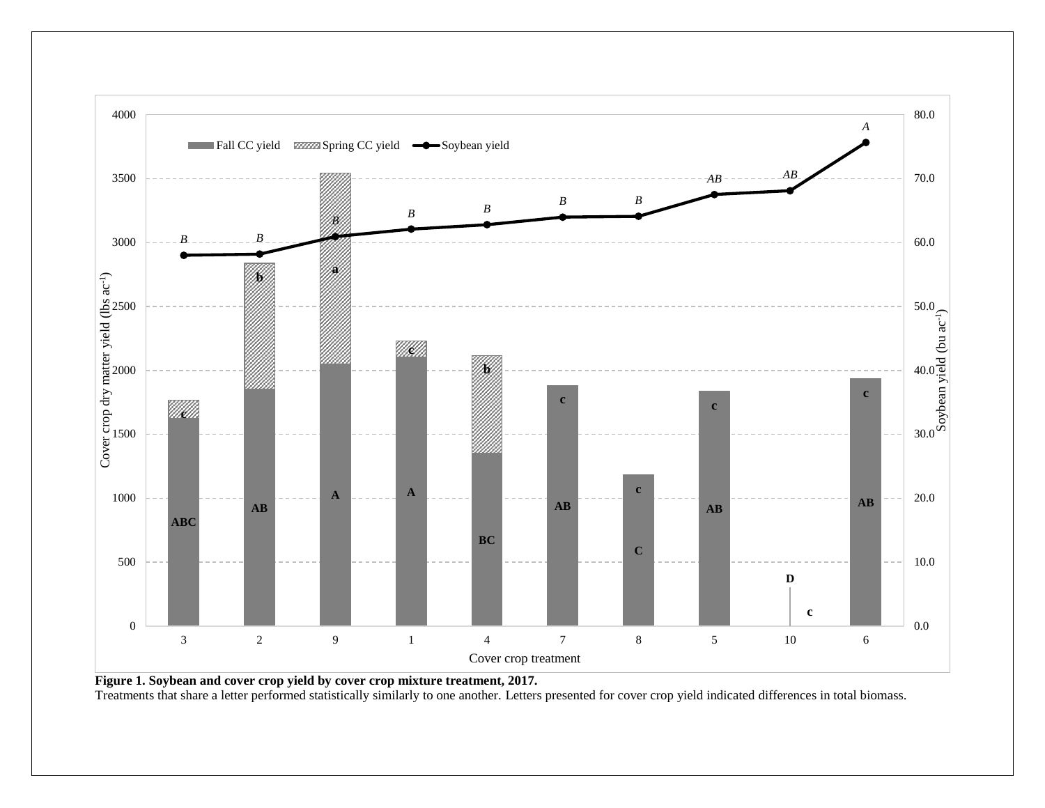**Figure 1. Soybean and cover crop yield by cover crop mixture treatment, 2017.**
Treatments that share a letter performed statistically similarly to one another. Letters presented for cover crop yield indicated differences in total biomass.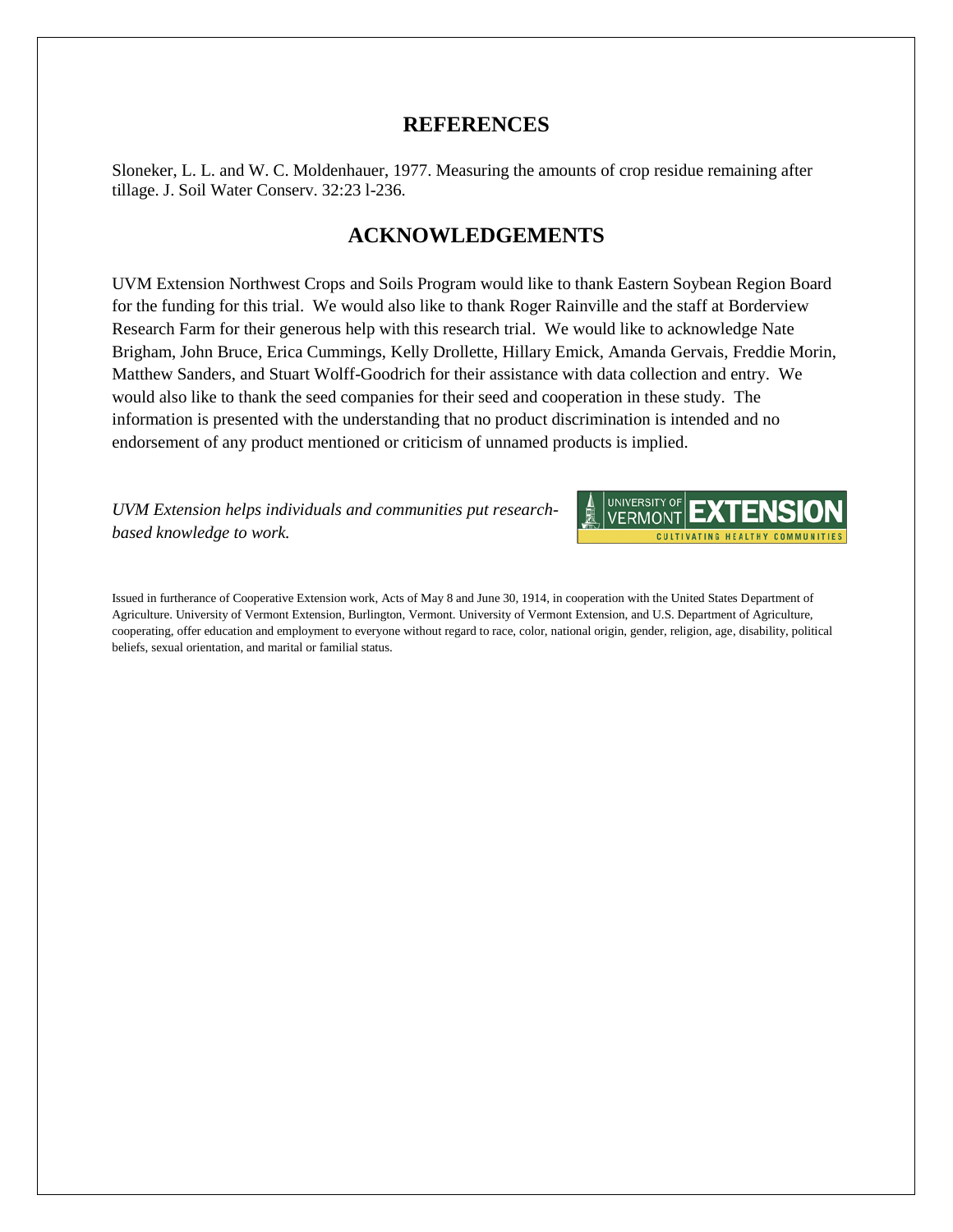## REFERENCES

Sloneker, L. L. and W. C. Moldenhauer, 1977. Measuring the amounts of crop residue remaining after tillage. J. Soil Water Conserv. 32:23 l-236.

## ACKNOWLEDGEMENTS

UVM Extension Northwest Crops and Soils Program would like to thank Eastern Soybean Region Board for the funding for this trial. We would also like to thank Roger Rainville and the staff at Borderview Research Farm for their generous help with this research trial. We would like to acknowledge Nate Brigham, John Bruce, Erica Cummings, Kelly Drollette, Hillary Emick, Amanda Gervais, Freddie Morin, Matthew Sanders, and Stuart Wolff-Goodrich for their assistance with data collection and entry. We would also like to thank the seed companies for their seed and cooperation in these study. The information is presented with the understanding that no product discrimination is intended and no endorsement of any product mentioned or criticism of unnamed products is implied.

*UVM Extension helps individuals and communities put research-based knowledge to work.*

UNIVERSITY OF VERMONT EXTENSION
CULTIVATING HEALTHY COMMUNITIES

Issued in furtherance of Cooperative Extension work, Acts of May 8 and June 30, 1914, in cooperation with the United States Department of Agriculture. University of Vermont Extension, Burlington, Vermont. University of Vermont Extension, and U.S. Department of Agriculture, cooperating, offer education and employment to everyone without regard to race, color, national origin, gender, religion, age, disability, political beliefs, sexual orientation, and marital or familial status.